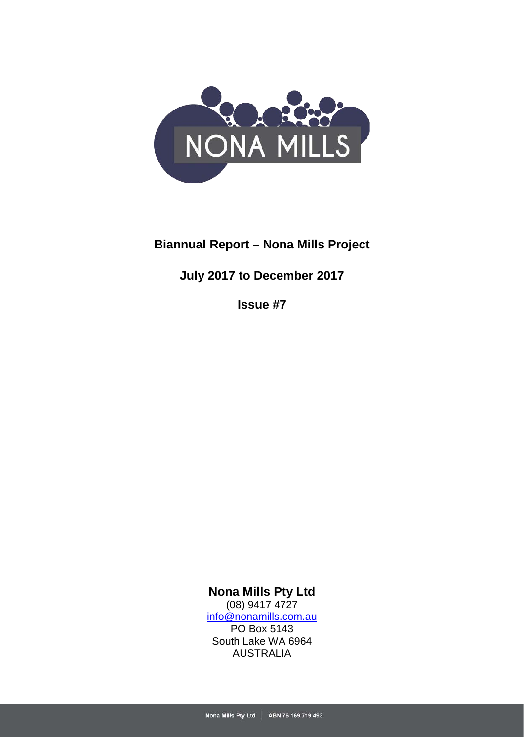# Biannual Report – Nona Mills Project

## July 2017 to December 2017

## Issue #7

**Nona Mills Pty Ltd**
(08) 9417 4727
info@nonamills.com.au
PO Box 5143
South Lake WA 6964
AUSTRALIA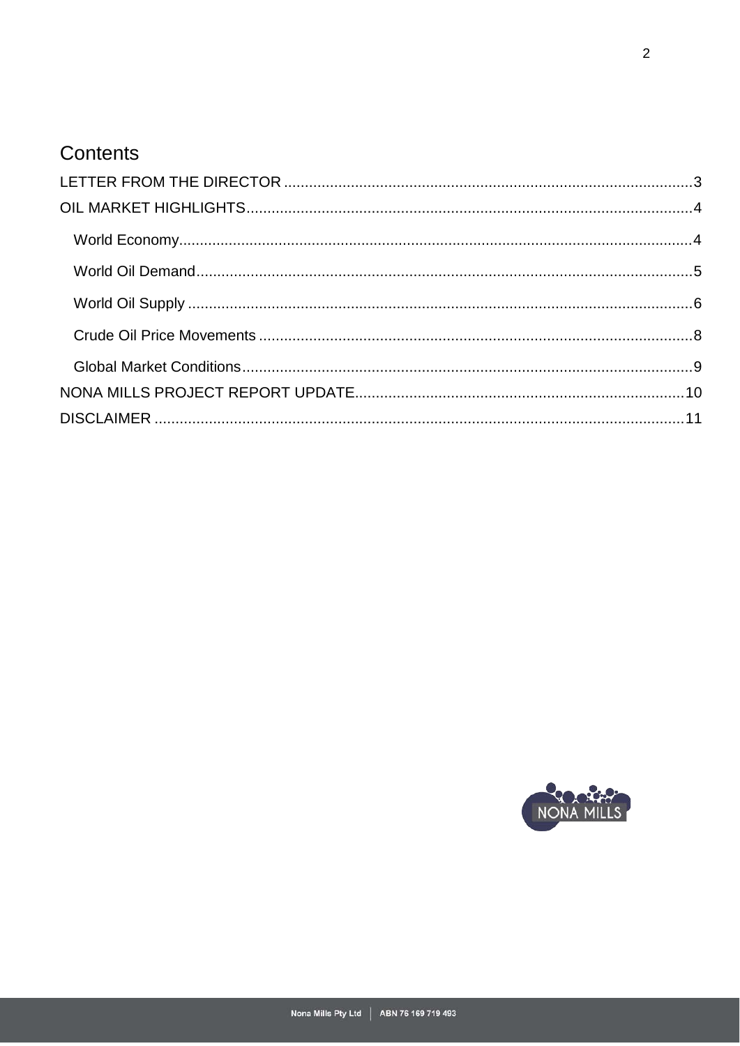# Contents

LETTER FROM THE DIRECTOR ....................................................................................................3

OIL MARKET HIGHLIGHTS ......................................................................................................4

- World Economy ......................................................................................................................4
- World Oil Demand ..................................................................................................................5
- World Oil Supply ....................................................................................................................6
- Crude Oil Price Movements ...................................................................................................8
- Global Market Conditions .......................................................................................................9

NONA MILLS PROJECT REPORT UPDATE ..........................................................................10

DISCLAIMER ...........................................................................................................................11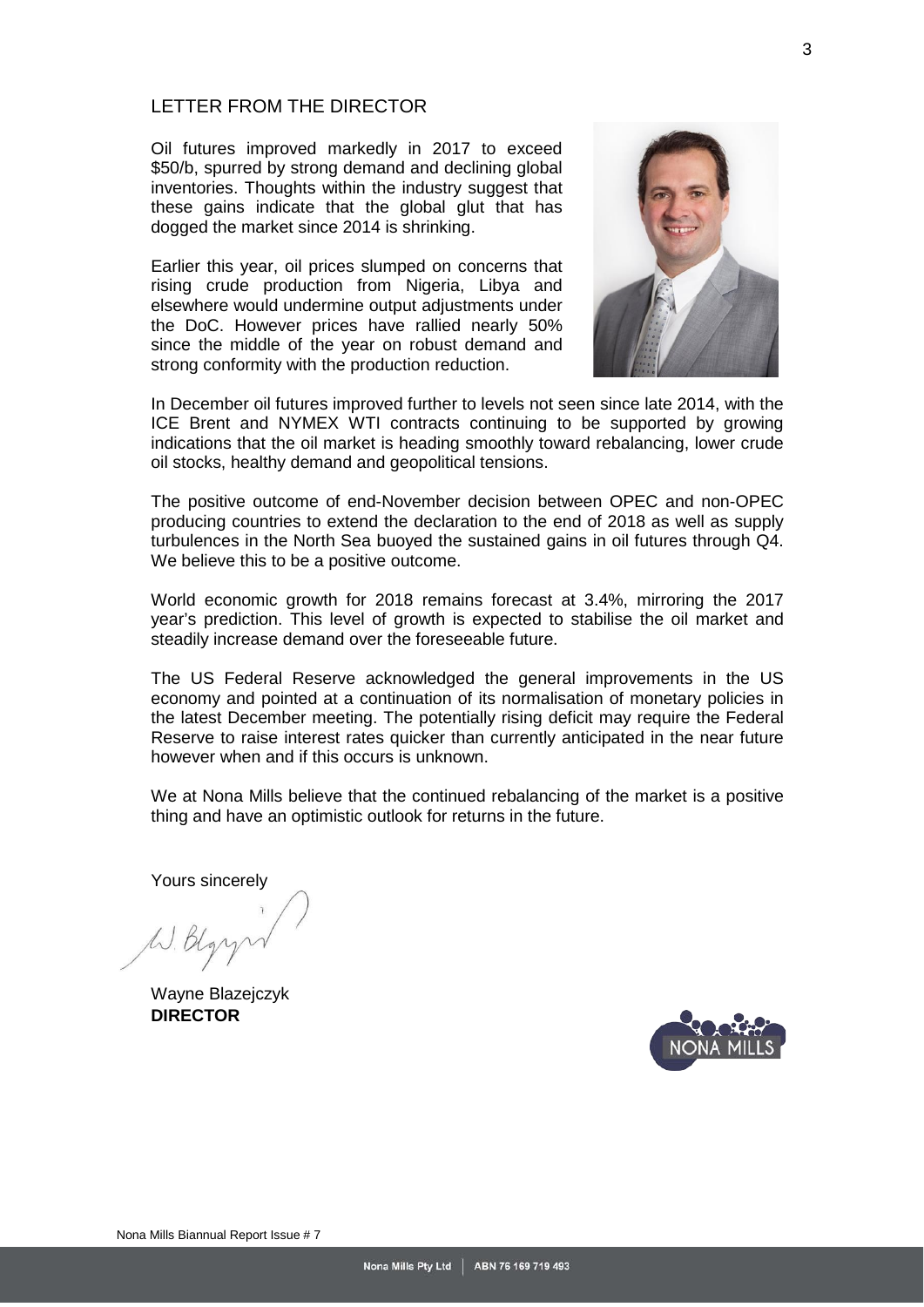# LETTER FROM THE DIRECTOR

Oil futures improved markedly in 2017 to exceed \$50/b, spurred by strong demand and declining global inventories. Thoughts within the industry suggest that these gains indicate that the global glut that has dogged the market since 2014 is shrinking.

Earlier this year, oil prices slumped on concerns that rising crude production from Nigeria, Libya and elsewhere would undermine output adjustments under the DoC. However prices have rallied nearly 50% since the middle of the year on robust demand and strong conformity with the production reduction.

In December oil futures improved further to levels not seen since late 2014, with the ICE Brent and NYMEX WTI contracts continuing to be supported by growing indications that the oil market is heading smoothly toward rebalancing, lower crude oil stocks, healthy demand and geopolitical tensions.

The positive outcome of end-November decision between OPEC and non-OPEC producing countries to extend the declaration to the end of 2018 as well as supply turbulences in the North Sea buoyed the sustained gains in oil futures through Q4. We believe this to be a positive outcome.

World economic growth for 2018 remains forecast at 3.4%, mirroring the 2017 year's prediction. This level of growth is expected to stabilise the oil market and steadily increase demand over the foreseeable future.

The US Federal Reserve acknowledged the general improvements in the US economy and pointed at a continuation of its normalisation of monetary policies in the latest December meeting. The potentially rising deficit may require the Federal Reserve to raise interest rates quicker than currently anticipated in the near future however when and if this occurs is unknown.

We at Nona Mills believe that the continued rebalancing of the market is a positive thing and have an optimistic outlook for returns in the future.

Yours sincerely

W. Blazejczyk

Wayne Blazejczyk
**DIRECTOR**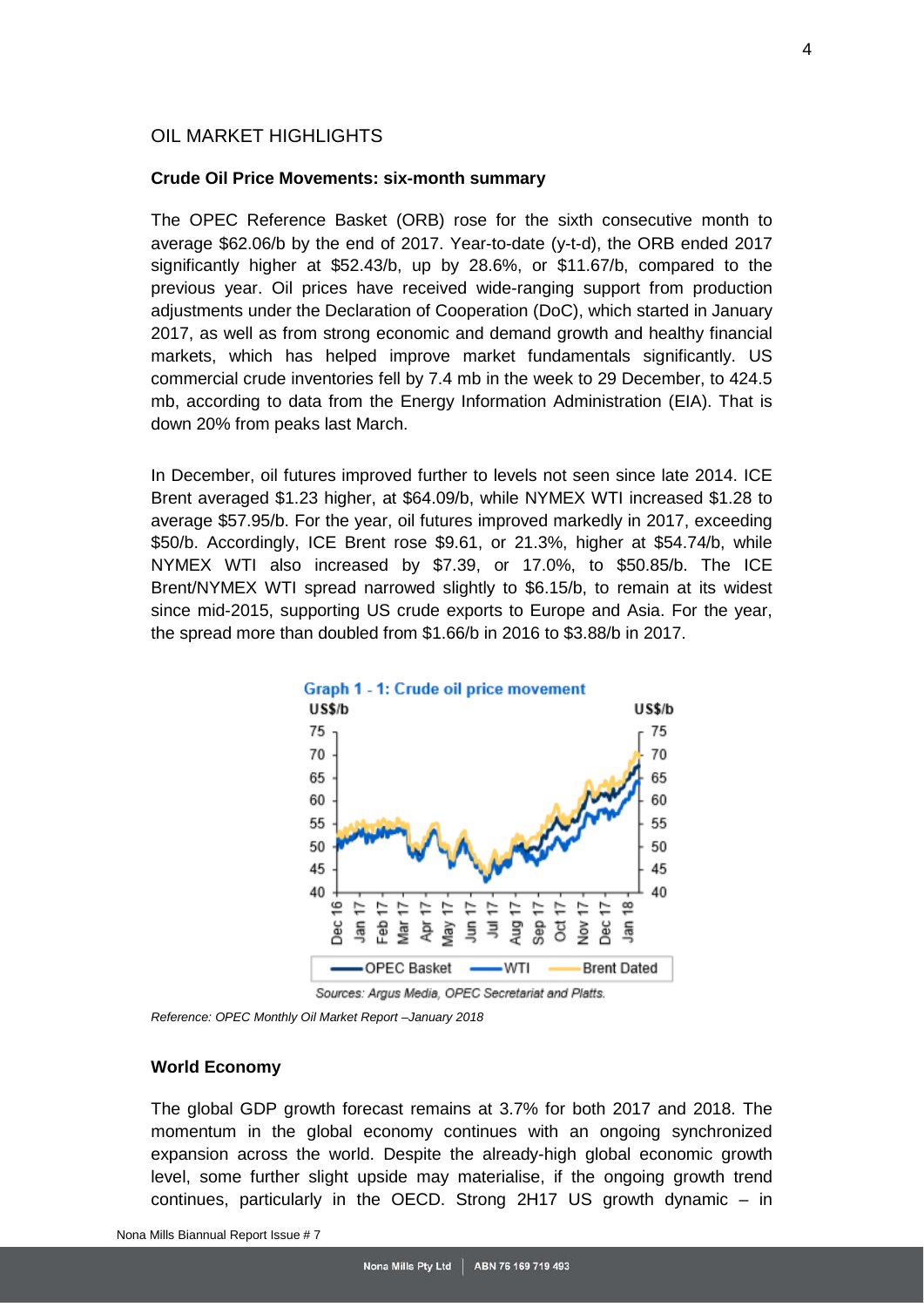## OIL MARKET HIGHLIGHTS

### Crude Oil Price Movements: six-month summary

The OPEC Reference Basket (ORB) rose for the sixth consecutive month to average $62.06/b by the end of 2017. Year-to-date (y-t-d), the ORB ended 2017 significantly higher at $52.43/b, up by 28.6%, or $11.67/b, compared to the previous year. Oil prices have received wide-ranging support from production adjustments under the Declaration of Cooperation (DoC), which started in January 2017, as well as from strong economic and demand growth and healthy financial markets, which has helped improve market fundamentals significantly. US commercial crude inventories fell by 7.4 mb in the week to 29 December, to 424.5 mb, according to data from the Energy Information Administration (EIA). That is down 20% from peaks last March.

In December, oil futures improved further to levels not seen since late 2014. ICE Brent averaged $1.23 higher, at $64.09/b, while NYMEX WTI increased $1.28 to average $57.95/b. For the year, oil futures improved markedly in 2017, exceeding $50/b. Accordingly, ICE Brent rose $9.61, or 21.3%, higher at $54.74/b, while NYMEX WTI also increased by $7.39, or 17.0%, to $50.85/b. The ICE Brent/NYMEX WTI spread narrowed slightly to $6.15/b, to remain at its widest since mid-2015, supporting US crude exports to Europe and Asia. For the year, the spread more than doubled from $1.66/b in 2016 to $3.88/b in 2017.

Graph 1 - 1: Crude oil price movement

Sources: Argus Media, OPEC Secretariat and Platts.

*Reference: OPEC Monthly Oil Market Report –January 2018*

### World Economy

The global GDP growth forecast remains at 3.7% for both 2017 and 2018. The momentum in the global economy continues with an ongoing synchronized expansion across the world. Despite the already-high global economic growth level, some further slight upside may materialise, if the ongoing growth trend continues, particularly in the OECD. Strong 2H17 US growth dynamic – in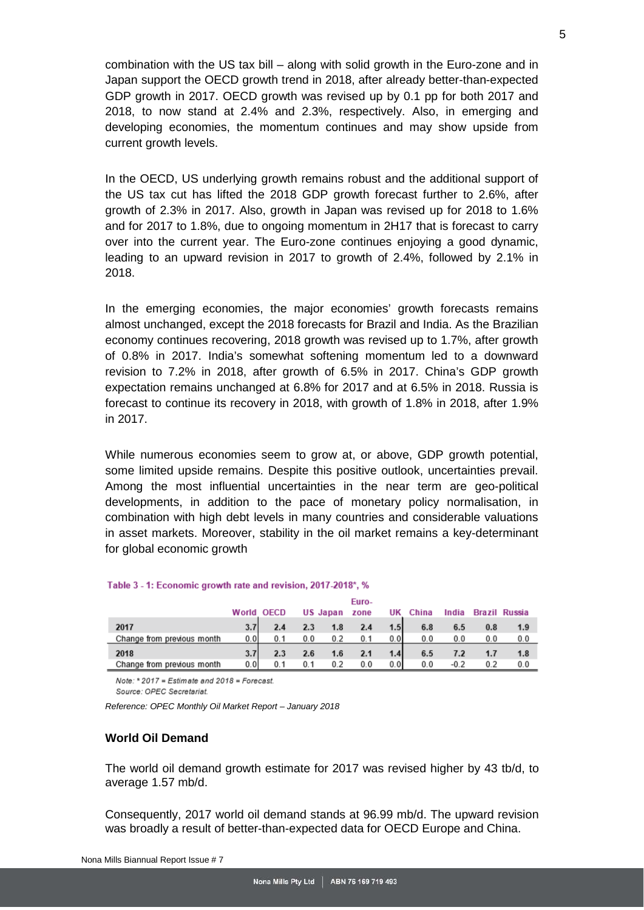combination with the US tax bill – along with solid growth in the Euro-zone and in Japan support the OECD growth trend in 2018, after already better-than-expected GDP growth in 2017. OECD growth was revised up by 0.1 pp for both 2017 and 2018, to now stand at 2.4% and 2.3%, respectively. Also, in emerging and developing economies, the momentum continues and may show upside from current growth levels.

In the OECD, US underlying growth remains robust and the additional support of the US tax cut has lifted the 2018 GDP growth forecast further to 2.6%, after growth of 2.3% in 2017. Also, growth in Japan was revised up for 2018 to 1.6% and for 2017 to 1.8%, due to ongoing momentum in 2H17 that is forecast to carry over into the current year. The Euro-zone continues enjoying a good dynamic, leading to an upward revision in 2017 to growth of 2.4%, followed by 2.1% in 2018.

In the emerging economies, the major economies' growth forecasts remains almost unchanged, except the 2018 forecasts for Brazil and India. As the Brazilian economy continues recovering, 2018 growth was revised up to 1.7%, after growth of 0.8% in 2017. India's somewhat softening momentum led to a downward revision to 7.2% in 2018, after growth of 6.5% in 2017. China's GDP growth expectation remains unchanged at 6.8% for 2017 and at 6.5% in 2018. Russia is forecast to continue its recovery in 2018, with growth of 1.8% in 2018, after 1.9% in 2017.

While numerous economies seem to grow at, or above, GDP growth potential, some limited upside remains. Despite this positive outlook, uncertainties prevail. Among the most influential uncertainties in the near term are geo-political developments, in addition to the pace of monetary policy normalisation, in combination with high debt levels in many countries and considerable valuations in asset markets. Moreover, stability in the oil market remains a key-determinant for global economic growth

**Table 3 - 1: Economic growth rate and revision, 2017-2018*, %**

| | World | OECD | US | Japan | Euro-zone | UK | China | India | Brazil | Russia |
|---|---|---|---|---|---|---|---|---|---|---|
| **2017** | **3.7** | **2.4** | **2.3** | **1.8** | **2.4** | **1.5** | **6.8** | **6.5** | **0.8** | **1.9** |
| Change from previous month | 0.0 | 0.1 | 0.0 | 0.2 | 0.1 | 0.0 | 0.0 | 0.0 | 0.0 | 0.0 |
| **2018** | **3.7** | **2.3** | **2.6** | **1.6** | **2.1** | **1.4** | **6.5** | **7.2** | **1.7** | **1.8** |
| Change from previous month | 0.0 | 0.1 | 0.1 | 0.2 | 0.0 | 0.0 | 0.0 | -0.2 | 0.2 | 0.0 |

*Note: * 2017 = Estimate and 2018 = Forecast.*
*Source: OPEC Secretariat.*

*Reference: OPEC Monthly Oil Market Report – January 2018*

### World Oil Demand

The world oil demand growth estimate for 2017 was revised higher by 43 tb/d, to average 1.57 mb/d.

Consequently, 2017 world oil demand stands at 96.99 mb/d. The upward revision was broadly a result of better-than-expected data for OECD Europe and China.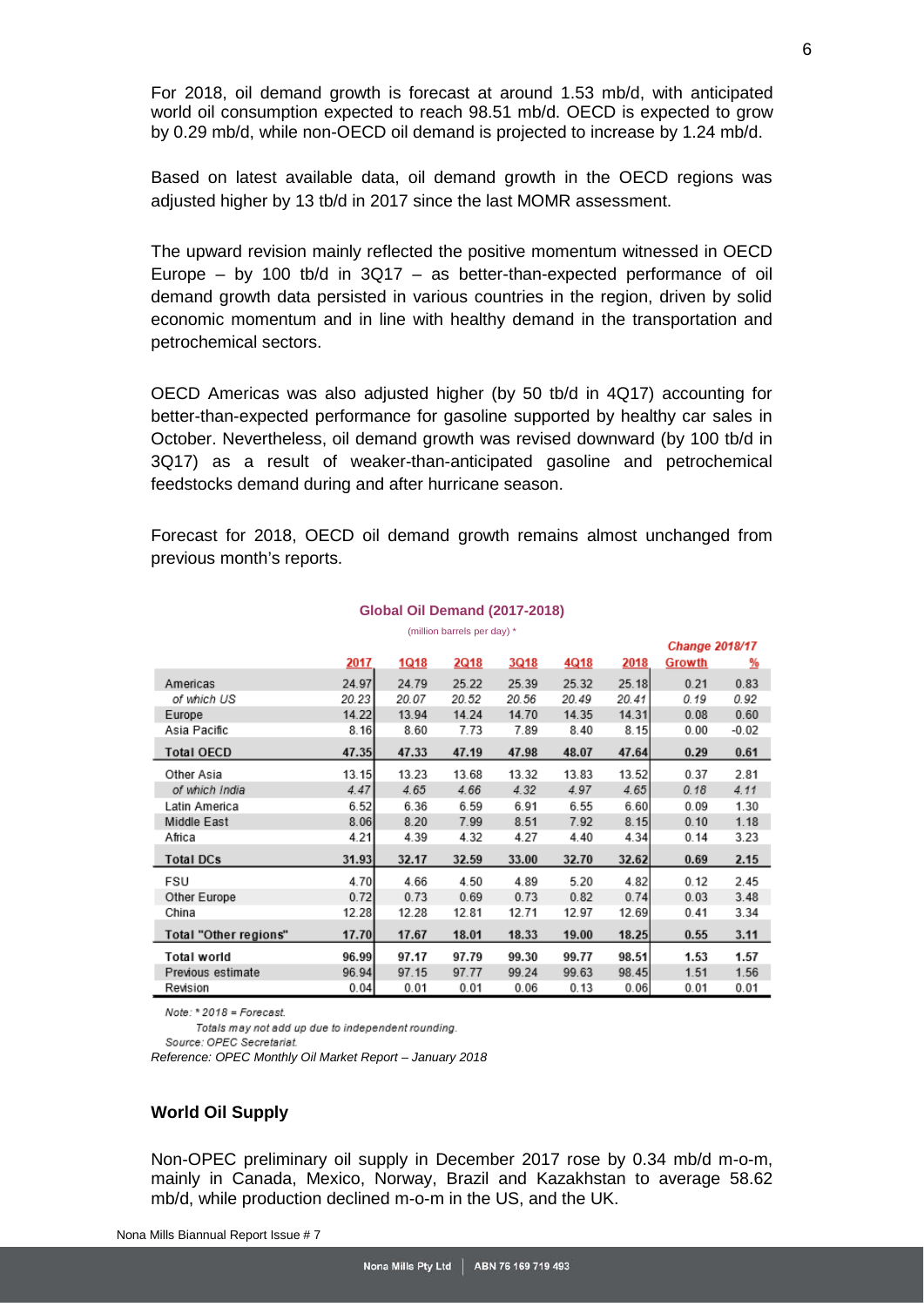For 2018, oil demand growth is forecast at around 1.53 mb/d, with anticipated world oil consumption expected to reach 98.51 mb/d. OECD is expected to grow by 0.29 mb/d, while non-OECD oil demand is projected to increase by 1.24 mb/d.

Based on latest available data, oil demand growth in the OECD regions was adjusted higher by 13 tb/d in 2017 since the last MOMR assessment.

The upward revision mainly reflected the positive momentum witnessed in OECD Europe – by 100 tb/d in 3Q17 – as better-than-expected performance of oil demand growth data persisted in various countries in the region, driven by solid economic momentum and in line with healthy demand in the transportation and petrochemical sectors.

OECD Americas was also adjusted higher (by 50 tb/d in 4Q17) accounting for better-than-expected performance for gasoline supported by healthy car sales in October. Nevertheless, oil demand growth was revised downward (by 100 tb/d in 3Q17) as a result of weaker-than-anticipated gasoline and petrochemical feedstocks demand during and after hurricane season.

Forecast for 2018, OECD oil demand growth remains almost unchanged from previous month's reports.

**Global Oil Demand (2017-2018)**

(million barrels per day) *

| | 2017 | 1Q18 | 2Q18 | 3Q18 | 4Q18 | 2018 | Change 2018/17 | |
|---|---|---|---|---|---|---|---|---|
| | | | | | | | Growth | % |
| Americas | 24.97 | 24.79 | 25.22 | 25.39 | 25.32 | 25.18 | 0.21 | 0.83 |
| *of which US* | *20.23* | *20.07* | *20.52* | *20.56* | *20.49* | *20.41* | *0.19* | *0.92* |
| Europe | 14.22 | 13.94 | 14.24 | 14.70 | 14.35 | 14.31 | 0.08 | 0.60 |
| Asia Pacific | 8.16 | 8.60 | 7.73 | 7.89 | 8.40 | 8.15 | 0.00 | -0.02 |
| **Total OECD** | **47.35** | **47.33** | **47.19** | **47.98** | **48.07** | **47.64** | **0.29** | **0.61** |
| Other Asia | 13.15 | 13.23 | 13.68 | 13.32 | 13.83 | 13.52 | 0.37 | 2.81 |
| *of which India* | *4.47* | *4.65* | *4.66* | *4.32* | *4.97* | *4.65* | *0.18* | *4.11* |
| Latin America | 6.52 | 6.36 | 6.59 | 6.91 | 6.55 | 6.60 | 0.09 | 1.30 |
| Middle East | 8.06 | 8.20 | 7.99 | 8.51 | 7.92 | 8.15 | 0.10 | 1.18 |
| Africa | 4.21 | 4.39 | 4.32 | 4.27 | 4.40 | 4.34 | 0.14 | 3.23 |
| **Total DCs** | **31.93** | **32.17** | **32.59** | **33.00** | **32.70** | **32.62** | **0.69** | **2.15** |
| FSU | 4.70 | 4.66 | 4.50 | 4.89 | 5.20 | 4.82 | 0.12 | 2.45 |
| Other Europe | 0.72 | 0.73 | 0.69 | 0.73 | 0.82 | 0.74 | 0.03 | 3.48 |
| China | 12.28 | 12.28 | 12.81 | 12.71 | 12.97 | 12.69 | 0.41 | 3.34 |
| **Total "Other regions"** | **17.70** | **17.67** | **18.01** | **18.33** | **19.00** | **18.25** | **0.55** | **3.11** |
| **Total world** | **96.99** | **97.17** | **97.79** | **99.30** | **99.77** | **98.51** | **1.53** | **1.57** |
| Previous estimate | 96.94 | 97.15 | 97.77 | 99.24 | 99.63 | 98.45 | 1.51 | 1.56 |
| Revision | 0.04 | 0.01 | 0.01 | 0.06 | 0.13 | 0.06 | 0.01 | 0.01 |

*Note: * 2018 = Forecast.*

*Totals may not add up due to independent rounding.*

*Source: OPEC Secretariat.*

*Reference: OPEC Monthly Oil Market Report – January 2018*

### World Oil Supply

Non-OPEC preliminary oil supply in December 2017 rose by 0.34 mb/d m-o-m, mainly in Canada, Mexico, Norway, Brazil and Kazakhstan to average 58.62 mb/d, while production declined m-o-m in the US, and the UK.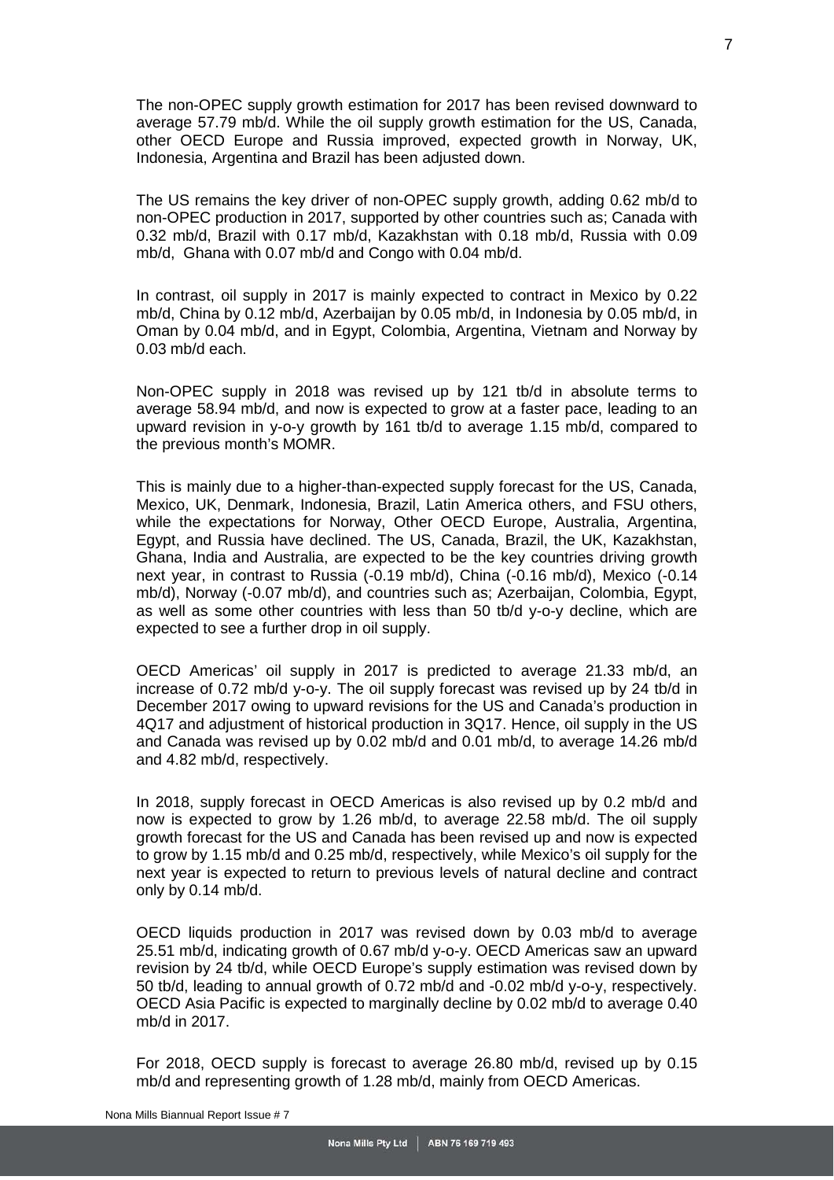The non-OPEC supply growth estimation for 2017 has been revised downward to average 57.79 mb/d. While the oil supply growth estimation for the US, Canada, other OECD Europe and Russia improved, expected growth in Norway, UK, Indonesia, Argentina and Brazil has been adjusted down.

The US remains the key driver of non-OPEC supply growth, adding 0.62 mb/d to non-OPEC production in 2017, supported by other countries such as; Canada with 0.32 mb/d, Brazil with 0.17 mb/d, Kazakhstan with 0.18 mb/d, Russia with 0.09 mb/d, Ghana with 0.07 mb/d and Congo with 0.04 mb/d.

In contrast, oil supply in 2017 is mainly expected to contract in Mexico by 0.22 mb/d, China by 0.12 mb/d, Azerbaijan by 0.05 mb/d, in Indonesia by 0.05 mb/d, in Oman by 0.04 mb/d, and in Egypt, Colombia, Argentina, Vietnam and Norway by 0.03 mb/d each.

Non-OPEC supply in 2018 was revised up by 121 tb/d in absolute terms to average 58.94 mb/d, and now is expected to grow at a faster pace, leading to an upward revision in y-o-y growth by 161 tb/d to average 1.15 mb/d, compared to the previous month's MOMR.

This is mainly due to a higher-than-expected supply forecast for the US, Canada, Mexico, UK, Denmark, Indonesia, Brazil, Latin America others, and FSU others, while the expectations for Norway, Other OECD Europe, Australia, Argentina, Egypt, and Russia have declined. The US, Canada, Brazil, the UK, Kazakhstan, Ghana, India and Australia, are expected to be the key countries driving growth next year, in contrast to Russia (-0.19 mb/d), China (-0.16 mb/d), Mexico (-0.14 mb/d), Norway (-0.07 mb/d), and countries such as; Azerbaijan, Colombia, Egypt, as well as some other countries with less than 50 tb/d y-o-y decline, which are expected to see a further drop in oil supply.

OECD Americas' oil supply in 2017 is predicted to average 21.33 mb/d, an increase of 0.72 mb/d y-o-y. The oil supply forecast was revised up by 24 tb/d in December 2017 owing to upward revisions for the US and Canada's production in 4Q17 and adjustment of historical production in 3Q17. Hence, oil supply in the US and Canada was revised up by 0.02 mb/d and 0.01 mb/d, to average 14.26 mb/d and 4.82 mb/d, respectively.

In 2018, supply forecast in OECD Americas is also revised up by 0.2 mb/d and now is expected to grow by 1.26 mb/d, to average 22.58 mb/d. The oil supply growth forecast for the US and Canada has been revised up and now is expected to grow by 1.15 mb/d and 0.25 mb/d, respectively, while Mexico's oil supply for the next year is expected to return to previous levels of natural decline and contract only by 0.14 mb/d.

OECD liquids production in 2017 was revised down by 0.03 mb/d to average 25.51 mb/d, indicating growth of 0.67 mb/d y-o-y. OECD Americas saw an upward revision by 24 tb/d, while OECD Europe's supply estimation was revised down by 50 tb/d, leading to annual growth of 0.72 mb/d and -0.02 mb/d y-o-y, respectively. OECD Asia Pacific is expected to marginally decline by 0.02 mb/d to average 0.40 mb/d in 2017.

For 2018, OECD supply is forecast to average 26.80 mb/d, revised up by 0.15 mb/d and representing growth of 1.28 mb/d, mainly from OECD Americas.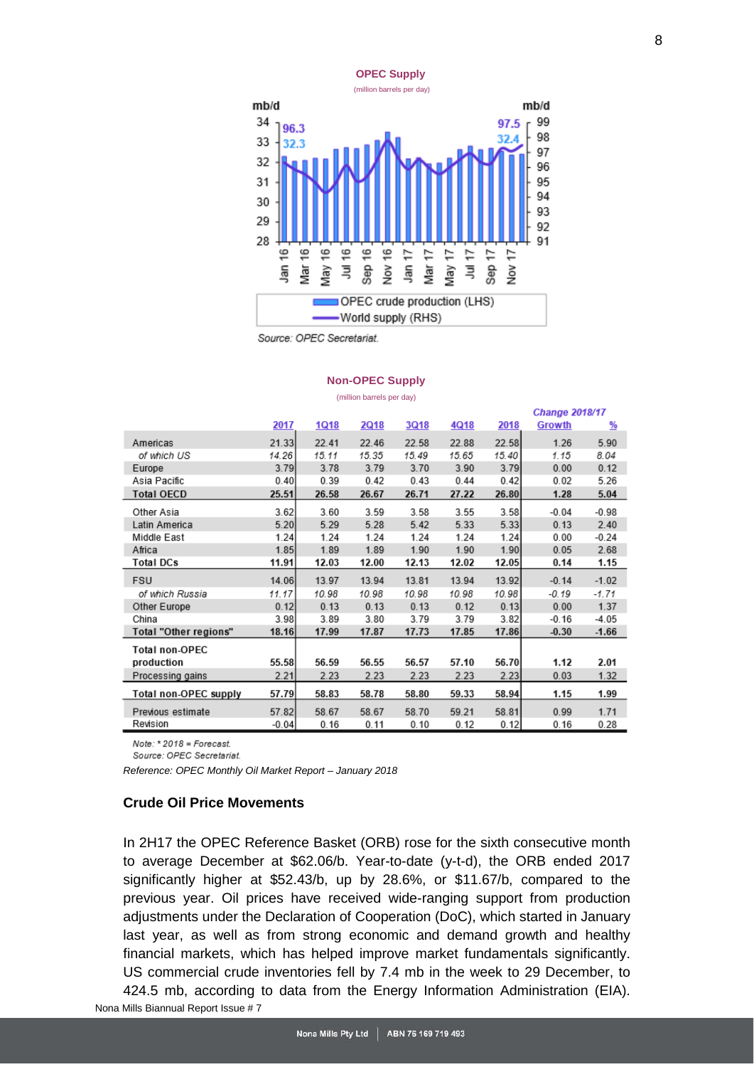**OPEC Supply**

(million barrels per day)

Source: OPEC Secretariat.

**Non-OPEC Supply**

(million barrels per day)

| | 2017 | 1Q18 | 2Q18 | 3Q18 | 4Q18 | 2018 | Change 2018/17 Growth | % |
|---|---|---|---|---|---|---|---|---|
| Americas | 21.33 | 22.41 | 22.46 | 22.58 | 22.88 | 22.58 | 1.26 | 5.90 |
| *of which US* | *14.26* | *15.11* | *15.35* | *15.49* | *15.65* | *15.40* | *1.15* | *8.04* |
| Europe | 3.79 | 3.78 | 3.79 | 3.70 | 3.90 | 3.79 | 0.00 | 0.12 |
| Asia Pacific | 0.40 | 0.39 | 0.42 | 0.43 | 0.44 | 0.42 | 0.02 | 5.26 |
| **Total OECD** | **25.51** | **26.58** | **26.67** | **26.71** | **27.22** | **26.80** | **1.28** | **5.04** |
| Other Asia | 3.62 | 3.60 | 3.59 | 3.58 | 3.55 | 3.58 | -0.04 | -0.98 |
| Latin America | 5.20 | 5.29 | 5.28 | 5.42 | 5.33 | 5.33 | 0.13 | 2.40 |
| Middle East | 1.24 | 1.24 | 1.24 | 1.24 | 1.24 | 1.24 | 0.00 | -0.24 |
| Africa | 1.85 | 1.89 | 1.89 | 1.90 | 1.90 | 1.90 | 0.05 | 2.68 |
| **Total DCs** | **11.91** | **12.03** | **12.00** | **12.13** | **12.02** | **12.05** | **0.14** | **1.15** |
| FSU | 14.06 | 13.97 | 13.94 | 13.81 | 13.94 | 13.92 | -0.14 | -1.02 |
| *of which Russia* | *11.17* | *10.98* | *10.98* | *10.98* | *10.98* | *10.98* | *-0.19* | *-1.71* |
| Other Europe | 0.12 | 0.13 | 0.13 | 0.13 | 0.12 | 0.13 | 0.00 | 1.37 |
| China | 3.98 | 3.89 | 3.80 | 3.79 | 3.79 | 3.82 | -0.16 | -4.05 |
| **Total "Other regions"** | **18.16** | **17.99** | **17.87** | **17.73** | **17.85** | **17.86** | **-0.30** | **-1.66** |
| **Total non-OPEC production** | **55.58** | **56.59** | **56.55** | **56.57** | **57.10** | **56.70** | **1.12** | **2.01** |
| Processing gains | 2.21 | 2.23 | 2.23 | 2.23 | 2.23 | 2.23 | 0.03 | 1.32 |
| **Total non-OPEC supply** | **57.79** | **58.83** | **58.78** | **58.80** | **59.33** | **58.94** | **1.15** | **1.99** |
| Previous estimate | 57.82 | 58.67 | 58.67 | 58.70 | 59.21 | 58.81 | 0.99 | 1.71 |
| Revision | -0.04 | 0.16 | 0.11 | 0.10 | 0.12 | 0.12 | 0.16 | 0.28 |

*Note: * 2018 = Forecast.*
*Source: OPEC Secretariat.*

*Reference: OPEC Monthly Oil Market Report – January 2018*

### Crude Oil Price Movements

In 2H17 the OPEC Reference Basket (ORB) rose for the sixth consecutive month to average December at $62.06/b. Year-to-date (y-t-d), the ORB ended 2017 significantly higher at $52.43/b, up by 28.6%, or $11.67/b, compared to the previous year. Oil prices have received wide-ranging support from production adjustments under the Declaration of Cooperation (DoC), which started in January last year, as well as from strong economic and demand growth and healthy financial markets, which has helped improve market fundamentals significantly. US commercial crude inventories fell by 7.4 mb in the week to 29 December, to 424.5 mb, according to data from the Energy Information Administration (EIA).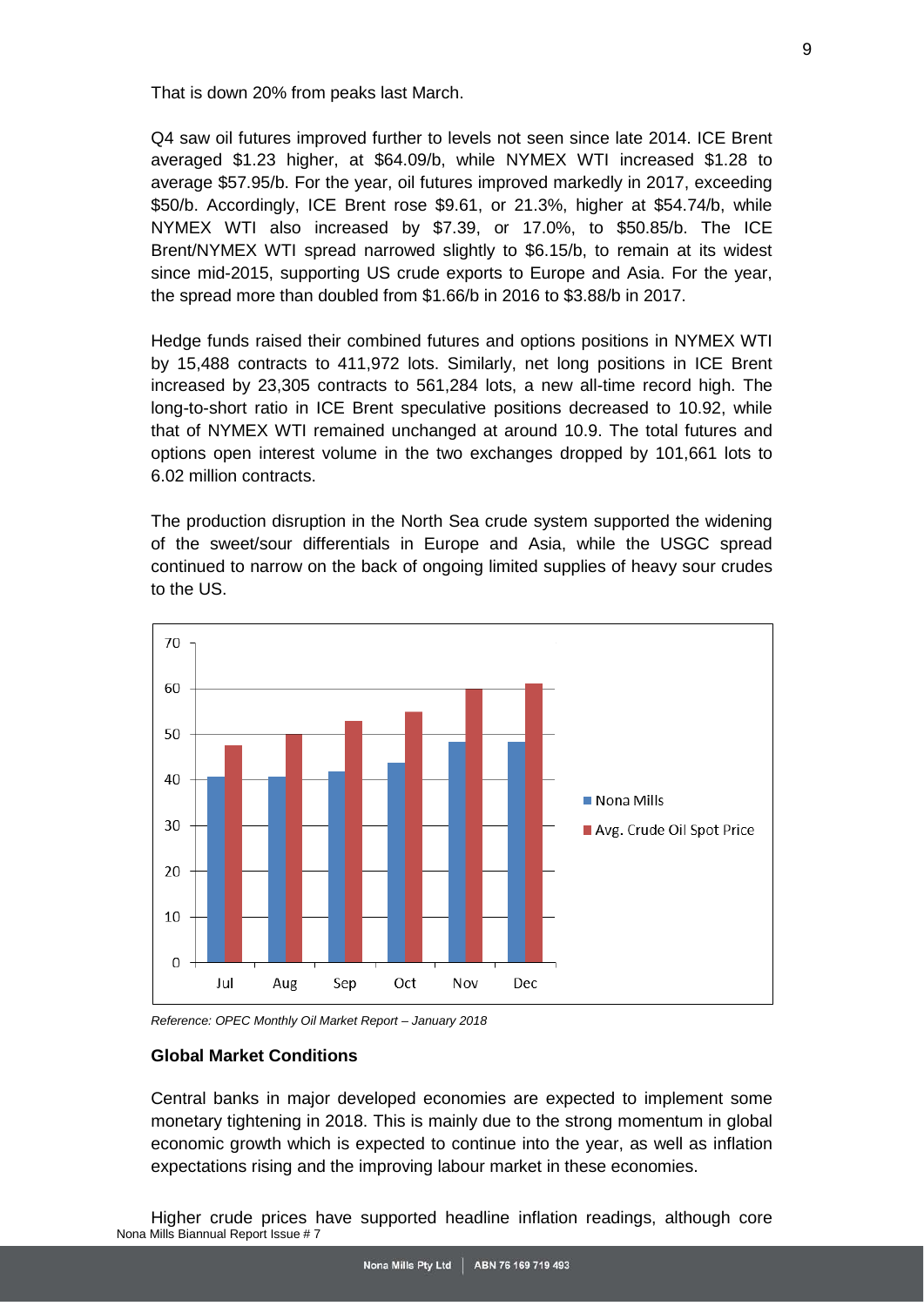That is down 20% from peaks last March.

Q4 saw oil futures improved further to levels not seen since late 2014. ICE Brent averaged $1.23 higher, at $64.09/b, while NYMEX WTI increased $1.28 to average $57.95/b. For the year, oil futures improved markedly in 2017, exceeding $50/b. Accordingly, ICE Brent rose $9.61, or 21.3%, higher at $54.74/b, while NYMEX WTI also increased by $7.39, or 17.0%, to $50.85/b. The ICE Brent/NYMEX WTI spread narrowed slightly to $6.15/b, to remain at its widest since mid-2015, supporting US crude exports to Europe and Asia. For the year, the spread more than doubled from $1.66/b in 2016 to $3.88/b in 2017.

Hedge funds raised their combined futures and options positions in NYMEX WTI by 15,488 contracts to 411,972 lots. Similarly, net long positions in ICE Brent increased by 23,305 contracts to 561,284 lots, a new all-time record high. The long-to-short ratio in ICE Brent speculative positions decreased to 10.92, while that of NYMEX WTI remained unchanged at around 10.9. The total futures and options open interest volume in the two exchanges dropped by 101,661 lots to 6.02 million contracts.

The production disruption in the North Sea crude system supported the widening of the sweet/sour differentials in Europe and Asia, while the USGC spread continued to narrow on the back of ongoing limited supplies of heavy sour crudes to the US.

*Reference: OPEC Monthly Oil Market Report – January 2018*

**Global Market Conditions**

Central banks in major developed economies are expected to implement some monetary tightening in 2018. This is mainly due to the strong momentum in global economic growth which is expected to continue into the year, as well as inflation expectations rising and the improving labour market in these economies.

Higher crude prices have supported headline inflation readings, although core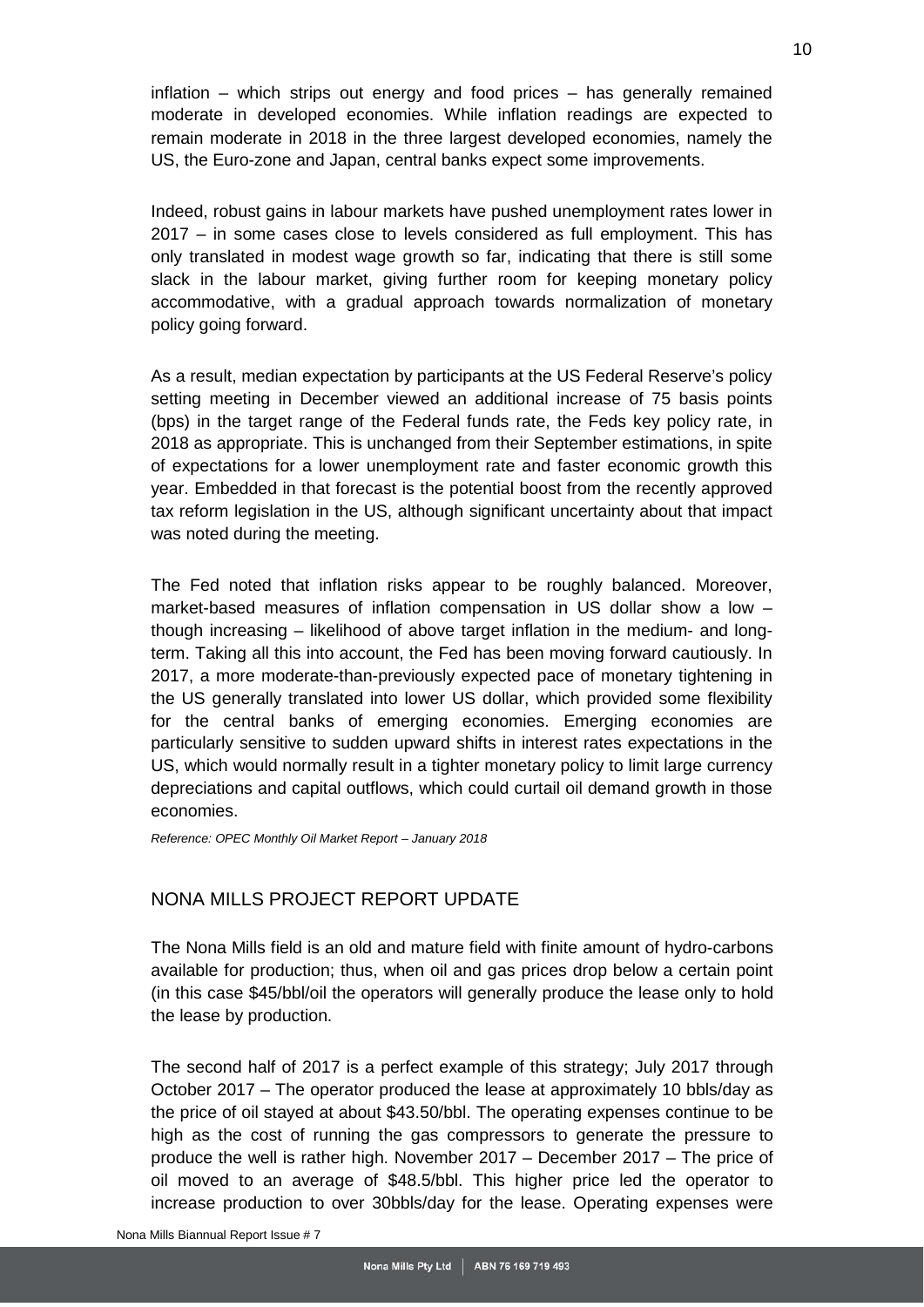inflation – which strips out energy and food prices – has generally remained moderate in developed economies. While inflation readings are expected to remain moderate in 2018 in the three largest developed economies, namely the US, the Euro-zone and Japan, central banks expect some improvements.

Indeed, robust gains in labour markets have pushed unemployment rates lower in 2017 – in some cases close to levels considered as full employment. This has only translated in modest wage growth so far, indicating that there is still some slack in the labour market, giving further room for keeping monetary policy accommodative, with a gradual approach towards normalization of monetary policy going forward.

As a result, median expectation by participants at the US Federal Reserve's policy setting meeting in December viewed an additional increase of 75 basis points (bps) in the target range of the Federal funds rate, the Feds key policy rate, in 2018 as appropriate. This is unchanged from their September estimations, in spite of expectations for a lower unemployment rate and faster economic growth this year. Embedded in that forecast is the potential boost from the recently approved tax reform legislation in the US, although significant uncertainty about that impact was noted during the meeting.

The Fed noted that inflation risks appear to be roughly balanced. Moreover, market-based measures of inflation compensation in US dollar show a low – though increasing – likelihood of above target inflation in the medium- and long-term. Taking all this into account, the Fed has been moving forward cautiously. In 2017, a more moderate-than-previously expected pace of monetary tightening in the US generally translated into lower US dollar, which provided some flexibility for the central banks of emerging economies. Emerging economies are particularly sensitive to sudden upward shifts in interest rates expectations in the US, which would normally result in a tighter monetary policy to limit large currency depreciations and capital outflows, which could curtail oil demand growth in those economies.

*Reference: OPEC Monthly Oil Market Report – January 2018*

## NONA MILLS PROJECT REPORT UPDATE

The Nona Mills field is an old and mature field with finite amount of hydro-carbons available for production; thus, when oil and gas prices drop below a certain point (in this case $45/bbl/oil the operators will generally produce the lease only to hold the lease by production.

The second half of 2017 is a perfect example of this strategy; July 2017 through October 2017 – The operator produced the lease at approximately 10 bbls/day as the price of oil stayed at about $43.50/bbl. The operating expenses continue to be high as the cost of running the gas compressors to generate the pressure to produce the well is rather high. November 2017 – December 2017 – The price of oil moved to an average of $48.5/bbl. This higher price led the operator to increase production to over 30bbls/day for the lease. Operating expenses were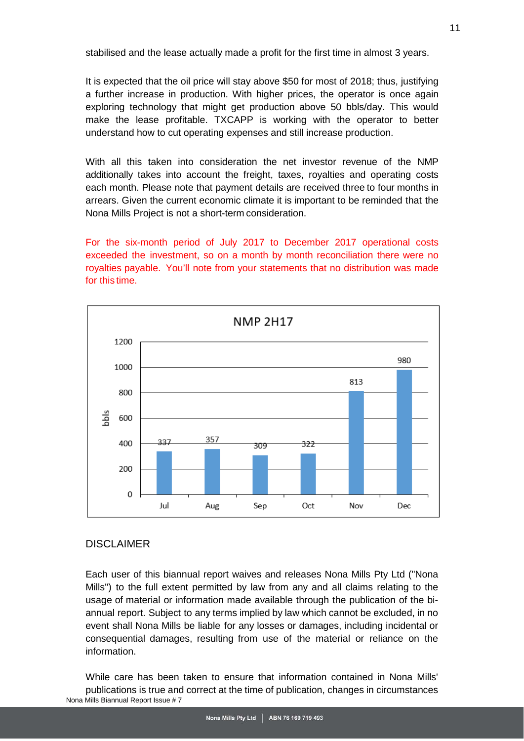stabilised and the lease actually made a profit for the first time in almost 3 years.

It is expected that the oil price will stay above $50 for most of 2018; thus, justifying a further increase in production. With higher prices, the operator is once again exploring technology that might get production above 50 bbls/day. This would make the lease profitable. TXCAPP is working with the operator to better understand how to cut operating expenses and still increase production.

With all this taken into consideration the net investor revenue of the NMP additionally takes into account the freight, taxes, royalties and operating costs each month. Please note that payment details are received three to four months in arrears. Given the current economic climate it is important to be reminded that the Nona Mills Project is not a short-term consideration.

For the six-month period of July 2017 to December 2017 operational costs exceeded the investment, so on a month by month reconciliation there were no royalties payable. You'll note from your statements that no distribution was made for this time.

**NMP 2H17**

| Month | bbls |
|---|---|
| Jul | 337 |
| Aug | 357 |
| Sep | 309 |
| Oct | 322 |
| Nov | 813 |
| Dec | 980 |

## DISCLAIMER

Each user of this biannual report waives and releases Nona Mills Pty Ltd ("Nona Mills") to the full extent permitted by law from any and all claims relating to the usage of material or information made available through the publication of the bi-annual report. Subject to any terms implied by law which cannot be excluded, in no event shall Nona Mills be liable for any losses or damages, including incidental or consequential damages, resulting from use of the material or reliance on the information.

While care has been taken to ensure that information contained in Nona Mills' publications is true and correct at the time of publication, changes in circumstances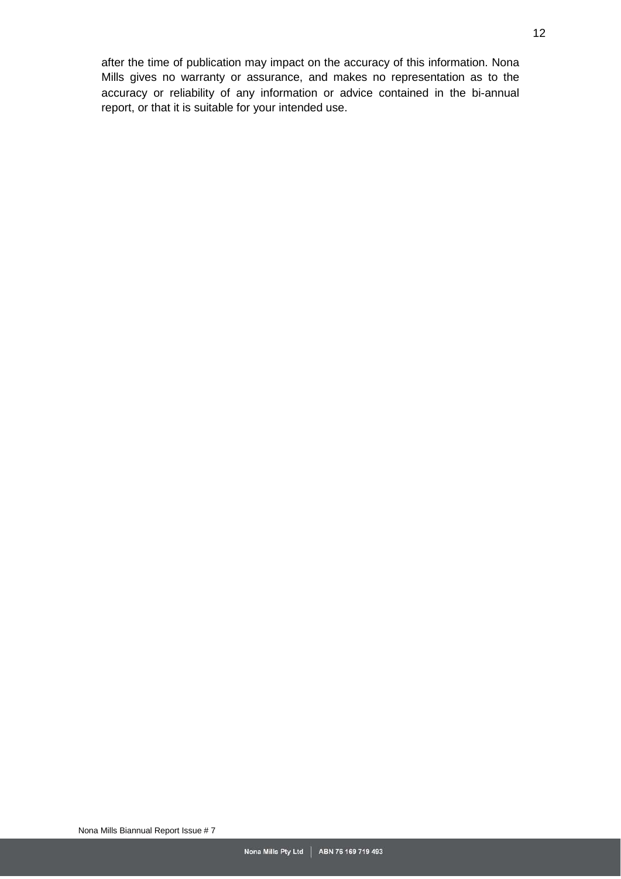after the time of publication may impact on the accuracy of this information. Nona Mills gives no warranty or assurance, and makes no representation as to the accuracy or reliability of any information or advice contained in the bi-annual report, or that it is suitable for your intended use.